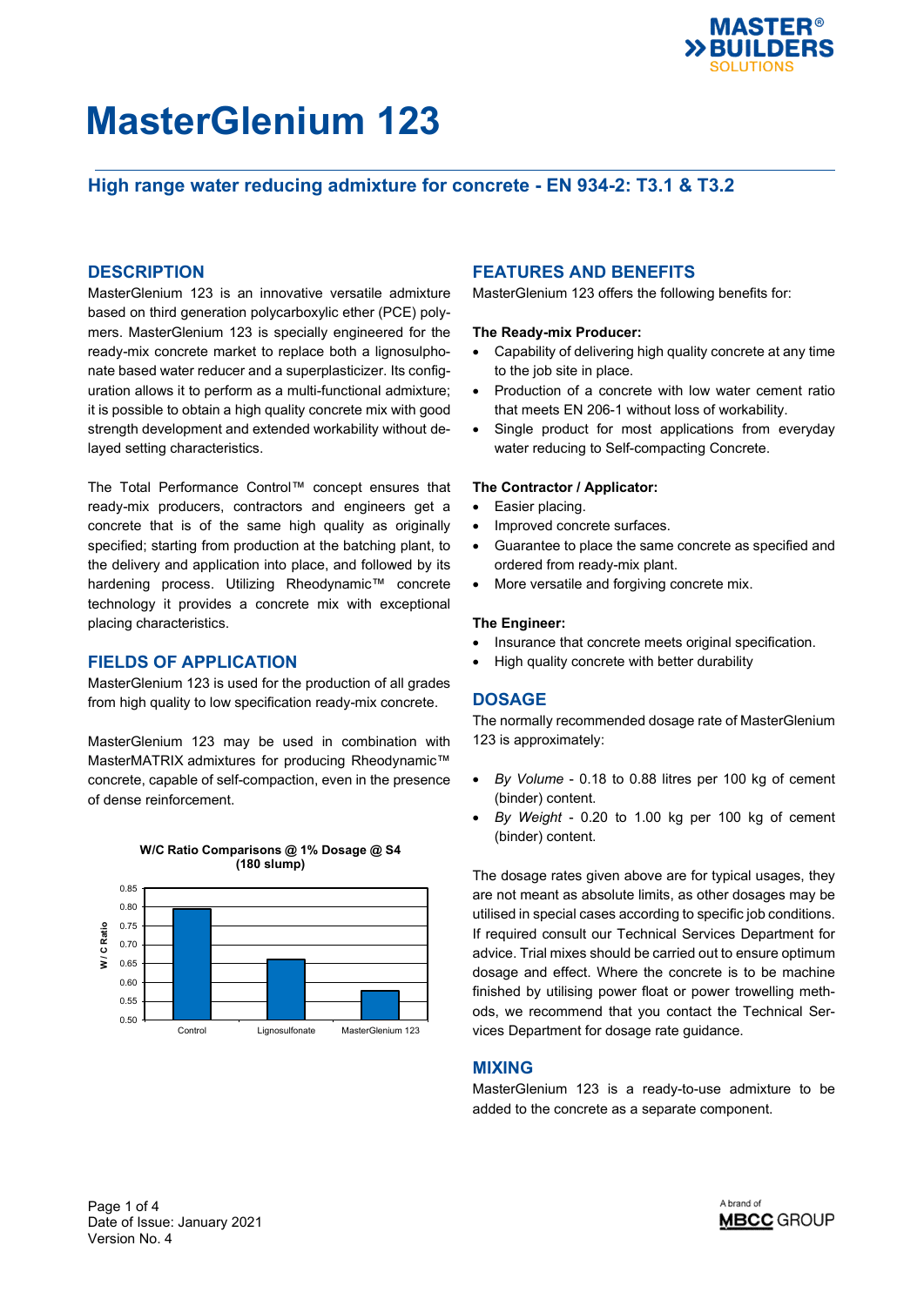# MasterGlenium 123

## High range water reducing admixture for concrete - EN 934-2: T3.1 & T3.2

## DESCRIPTION

MasterGlenium 123 is an innovative versatile admixture based on third generation polycarboxylic ether (PCE) polymers. MasterGlenium 123 is specially engineered for the ready-mix concrete market to replace both a lignosulphonate based water reducer and a superplasticizer. Its configuration allows it to perform as a multi-functional admixture; it is possible to obtain a high quality concrete mix with good strength development and extended workability without delayed setting characteristics.

The Total Performance Control™ concept ensures that ready-mix producers, contractors and engineers get a concrete that is of the same high quality as originally specified; starting from production at the batching plant, to the delivery and application into place, and followed by its hardening process. Utilizing Rheodynamic™ concrete technology it provides a concrete mix with exceptional placing characteristics.

## FIELDS OF APPLICATION

MasterGlenium 123 is used for the production of all grades from high quality to low specification ready-mix concrete.

MasterGlenium 123 may be used in combination with MasterMATRIX admixtures for producing Rheodynamic™ concrete, capable of self-compaction, even in the presence of dense reinforcement.

**W/C Ratio Comparisons @ 1% Dosage @ S4 (180 slump)**

| | W / C Ratio |
|---|---|
| Control | ~0.79 |
| Lignosulfonate | ~0.66 |
| MasterGlenium 123 | ~0.58 |

## FEATURES AND BENEFITS

MasterGlenium 123 offers the following benefits for:

**The Ready-mix Producer:**

- Capability of delivering high quality concrete at any time to the job site in place.
- Production of a concrete with low water cement ratio that meets EN 206-1 without loss of workability.
- Single product for most applications from everyday water reducing to Self-compacting Concrete.

**The Contractor / Applicator:**

- Easier placing.
- Improved concrete surfaces.
- Guarantee to place the same concrete as specified and ordered from ready-mix plant.
- More versatile and forgiving concrete mix.

**The Engineer:**

- Insurance that concrete meets original specification.
- High quality concrete with better durability

## DOSAGE

The normally recommended dosage rate of MasterGlenium 123 is approximately:

- *By Volume* - 0.18 to 0.88 litres per 100 kg of cement (binder) content.
- *By Weight* - 0.20 to 1.00 kg per 100 kg of cement (binder) content.

The dosage rates given above are for typical usages, they are not meant as absolute limits, as other dosages may be utilised in special cases according to specific job conditions. If required consult our Technical Services Department for advice. Trial mixes should be carried out to ensure optimum dosage and effect. Where the concrete is to be machine finished by utilising power float or power trowelling methods, we recommend that you contact the Technical Services Department for dosage rate guidance.

## MIXING

MasterGlenium 123 is a ready-to-use admixture to be added to the concrete as a separate component.

Date of Issue: January 2021
Version No. 4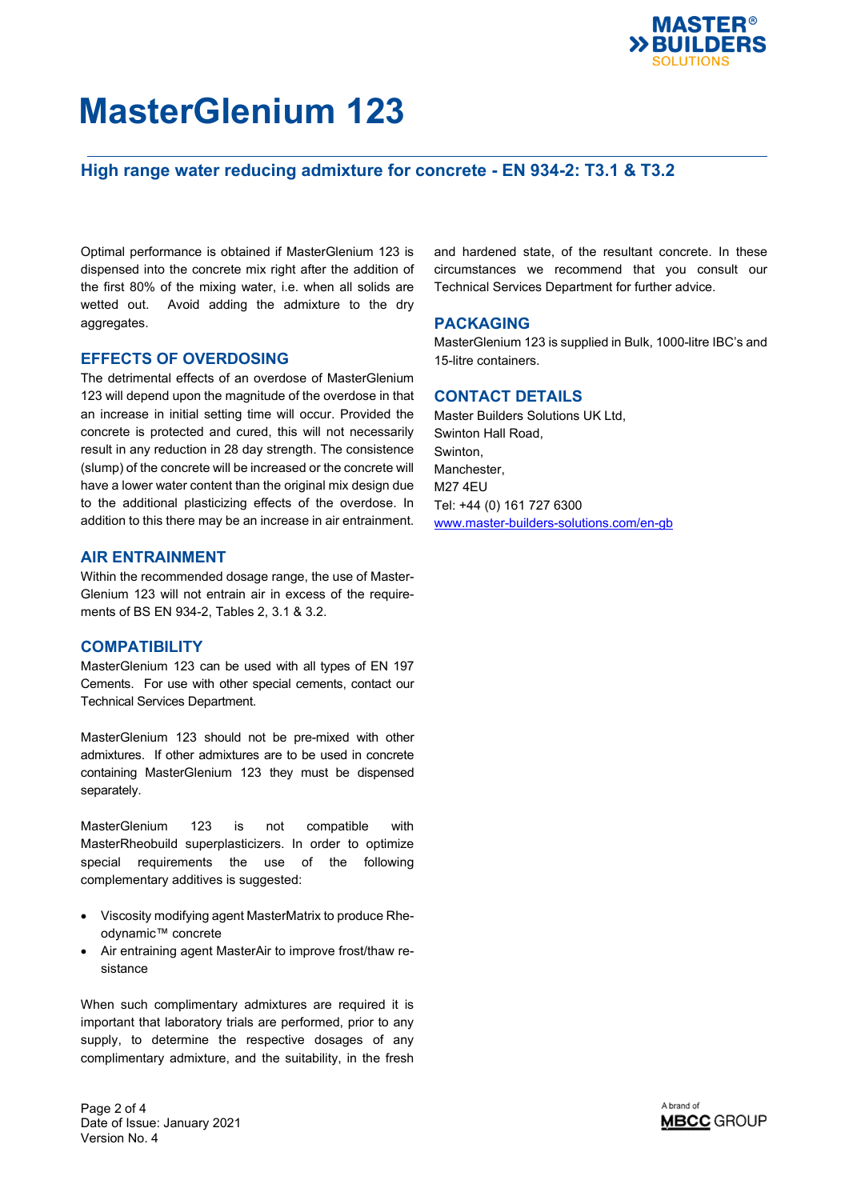# MasterGlenium 123

## High range water reducing admixture for concrete - EN 934-2: T3.1 & T3.2

Optimal performance is obtained if MasterGlenium 123 is dispensed into the concrete mix right after the addition of the first 80% of the mixing water, i.e. when all solids are wetted out. Avoid adding the admixture to the dry aggregates.

### EFFECTS OF OVERDOSING

The detrimental effects of an overdose of MasterGlenium 123 will depend upon the magnitude of the overdose in that an increase in initial setting time will occur. Provided the concrete is protected and cured, this will not necessarily result in any reduction in 28 day strength. The consistence (slump) of the concrete will be increased or the concrete will have a lower water content than the original mix design due to the additional plasticizing effects of the overdose. In addition to this there may be an increase in air entrainment.

### AIR ENTRAINMENT

Within the recommended dosage range, the use of MasterGlenium 123 will not entrain air in excess of the requirements of BS EN 934-2, Tables 2, 3.1 & 3.2.

### COMPATIBILITY

MasterGlenium 123 can be used with all types of EN 197 Cements. For use with other special cements, contact our Technical Services Department.

MasterGlenium 123 should not be pre-mixed with other admixtures. If other admixtures are to be used in concrete containing MasterGlenium 123 they must be dispensed separately.

MasterGlenium 123 is not compatible with MasterRheobuild superplasticizers. In order to optimize special requirements the use of the following complementary additives is suggested:

- Viscosity modifying agent MasterMatrix to produce Rheodynamic™ concrete
- Air entraining agent MasterAir to improve frost/thaw resistance

When such complimentary admixtures are required it is important that laboratory trials are performed, prior to any supply, to determine the respective dosages of any complimentary admixture, and the suitability, in the fresh and hardened state, of the resultant concrete. In these circumstances we recommend that you consult our Technical Services Department for further advice.

### PACKAGING

MasterGlenium 123 is supplied in Bulk, 1000-litre IBC's and 15-litre containers.

### CONTACT DETAILS

Master Builders Solutions UK Ltd,
Swinton Hall Road,
Swinton,
Manchester,
M27 4EU
Tel: +44 (0) 161 727 6300
www.master-builders-solutions.com/en-gb

Date of Issue: January 2021
Version No. 4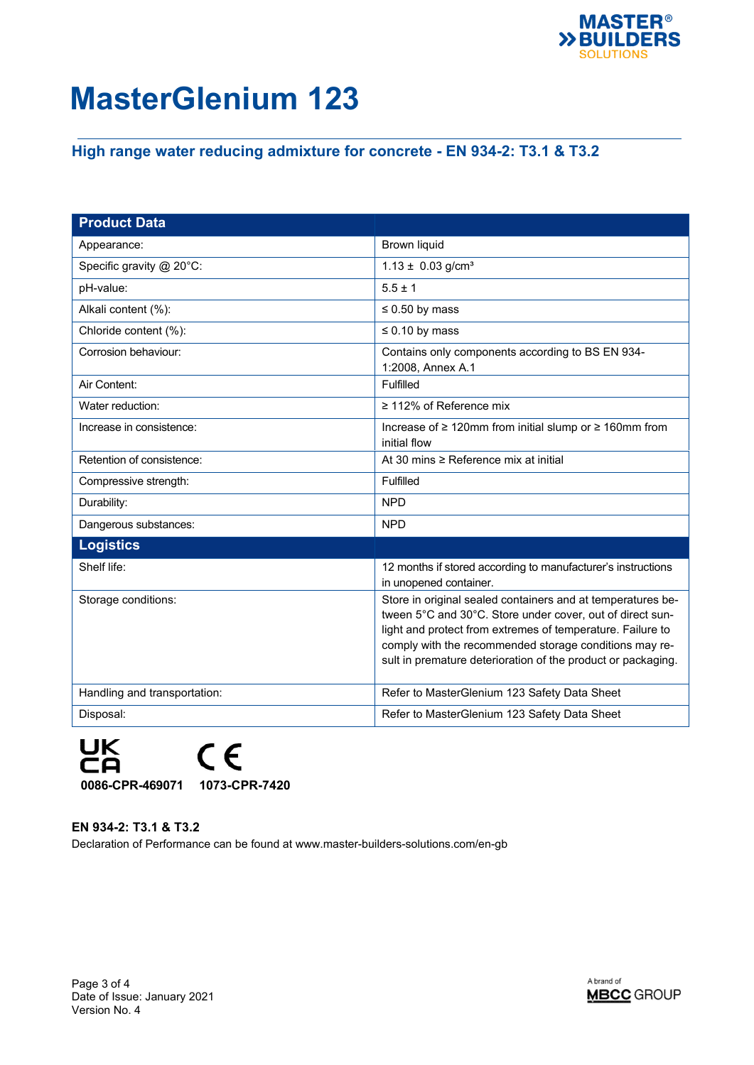# MasterGlenium 123

## High range water reducing admixture for concrete - EN 934-2: T3.1 & T3.2

| Product Data | |
|---|---|
| Appearance: | Brown liquid |
| Specific gravity @ 20°C: | 1.13 ± 0.03 g/cm³ |
| pH-value: | 5.5 ± 1 |
| Alkali content (%): | ≤ 0.50 by mass |
| Chloride content (%): | ≤ 0.10 by mass |
| Corrosion behaviour: | Contains only components according to BS EN 934-1:2008, Annex A.1 |
| Air Content: | Fulfilled |
| Water reduction: | ≥ 112% of Reference mix |
| Increase in consistence: | Increase of ≥ 120mm from initial slump or ≥ 160mm from initial flow |
| Retention of consistence: | At 30 mins ≥ Reference mix at initial |
| Compressive strength: | Fulfilled |
| Durability: | NPD |
| Dangerous substances: | NPD |
| **Logistics** | |
| Shelf life: | 12 months if stored according to manufacturer's instructions in unopened container. |
| Storage conditions: | Store in original sealed containers and at temperatures between 5°C and 30°C. Store under cover, out of direct sunlight and protect from extremes of temperature. Failure to comply with the recommended storage conditions may result in premature deterioration of the product or packaging. |
| Handling and transportation: | Refer to MasterGlenium 123 Safety Data Sheet |
| Disposal: | Refer to MasterGlenium 123 Safety Data Sheet |

UKCA 0086-CPR-469071 CE 1073-CPR-7420

**EN 934-2: T3.1 & T3.2**

Declaration of Performance can be found at www.master-builders-solutions.com/en-gb

Date of Issue: January 2021
Version No. 4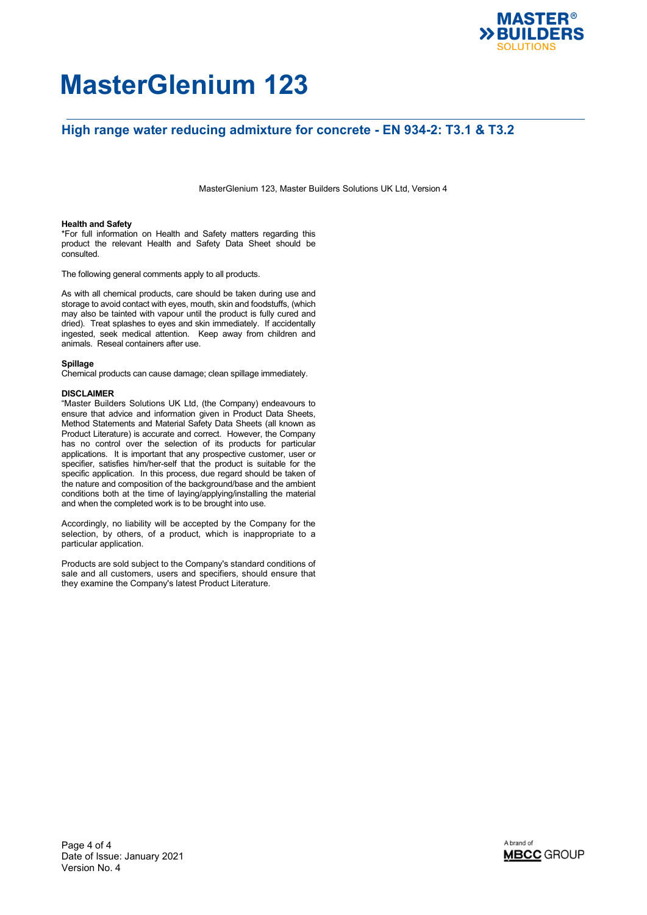# MasterGlenium 123

## High range water reducing admixture for concrete - EN 934-2: T3.1 & T3.2

MasterGlenium 123, Master Builders Solutions UK Ltd, Version 4

**Health and Safety**
*For full information on Health and Safety matters regarding this product the relevant Health and Safety Data Sheet should be consulted.

The following general comments apply to all products.

As with all chemical products, care should be taken during use and storage to avoid contact with eyes, mouth, skin and foodstuffs, (which may also be tainted with vapour until the product is fully cured and dried). Treat splashes to eyes and skin immediately. If accidentally ingested, seek medical attention. Keep away from children and animals. Reseal containers after use.

**Spillage**
Chemical products can cause damage; clean spillage immediately.

**DISCLAIMER**
"Master Builders Solutions UK Ltd, (the Company) endeavours to ensure that advice and information given in Product Data Sheets, Method Statements and Material Safety Data Sheets (all known as Product Literature) is accurate and correct. However, the Company has no control over the selection of its products for particular applications. It is important that any prospective customer, user or specifier, satisfies him/her-self that the product is suitable for the specific application. In this process, due regard should be taken of the nature and composition of the background/base and the ambient conditions both at the time of laying/applying/installing the material and when the completed work is to be brought into use.

Accordingly, no liability will be accepted by the Company for the selection, by others, of a product, which is inappropriate to a particular application.

Products are sold subject to the Company's standard conditions of sale and all customers, users and specifiers, should ensure that they examine the Company's latest Product Literature.

Date of Issue: January 2021
Version No. 4